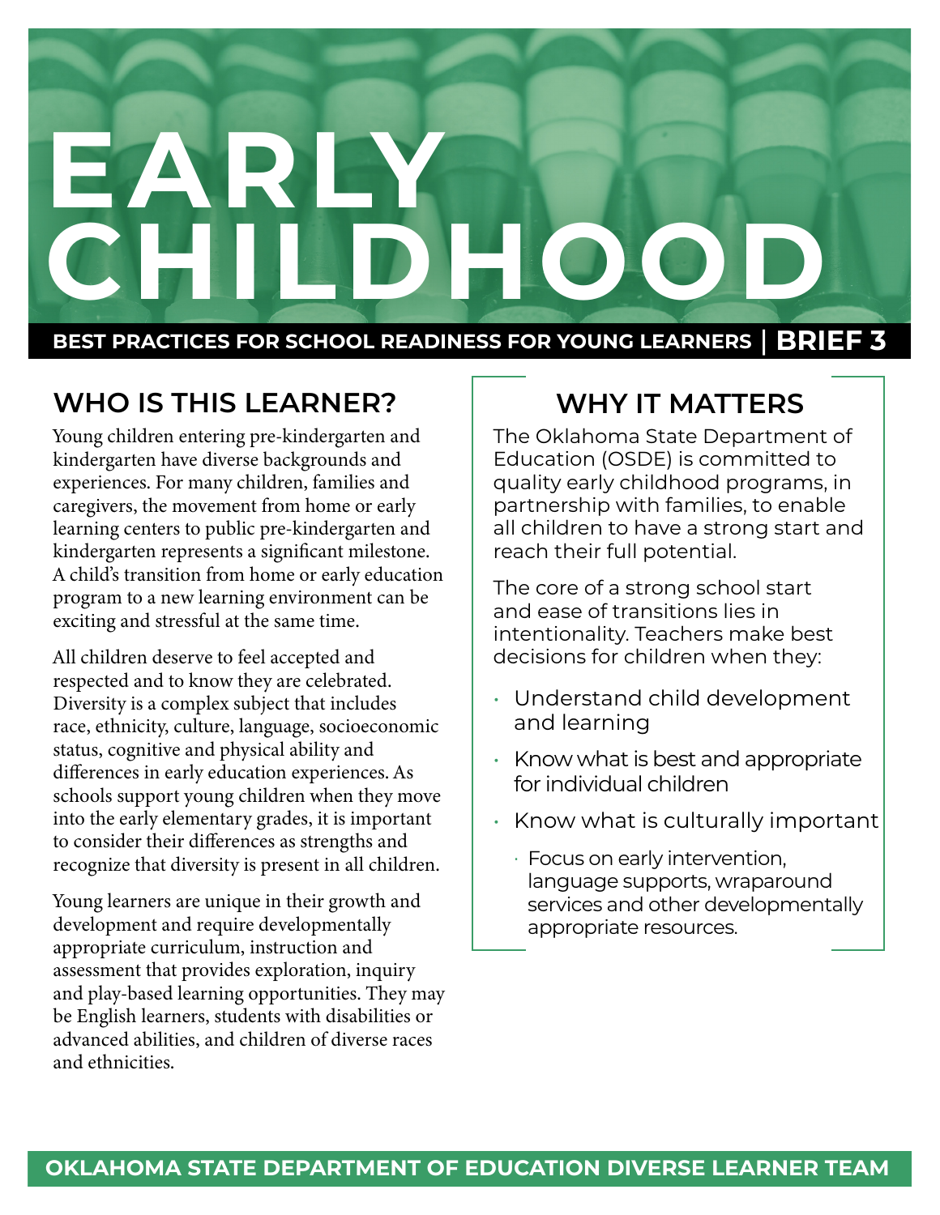# EARLY CHILDHOOD

**BEST PRACTICES FOR SCHOOL READINESS FOR YOUNG LEARNERS | BRIEF 3**

## WHO IS THIS LEARNER?

Young children entering pre-kindergarten and kindergarten have diverse backgrounds and experiences. For many children, families and caregivers, the movement from home or early learning centers to public pre-kindergarten and kindergarten represents a significant milestone. A child's transition from home or early education program to a new learning environment can be exciting and stressful at the same time.

All children deserve to feel accepted and respected and to know they are celebrated. Diversity is a complex subject that includes race, ethnicity, culture, language, socioeconomic status, cognitive and physical ability and differences in early education experiences. As schools support young children when they move into the early elementary grades, it is important to consider their differences as strengths and recognize that diversity is present in all children.

Young learners are unique in their growth and development and require developmentally appropriate curriculum, instruction and assessment that provides exploration, inquiry and play-based learning opportunities. They may be English learners, students with disabilities or advanced abilities, and children of diverse races and ethnicities.

## WHY IT MATTERS

The Oklahoma State Department of Education (OSDE) is committed to quality early childhood programs, in partnership with families, to enable all children to have a strong start and reach their full potential.

The core of a strong school start and ease of transitions lies in intentionality. Teachers make best decisions for children when they:

- Understand child development and learning
- Know what is best and appropriate for individual children
- Know what is culturally important
  - Focus on early intervention, language supports, wraparound services and other developmentally appropriate resources.

**OKLAHOMA STATE DEPARTMENT OF EDUCATION DIVERSE LEARNER TEAM**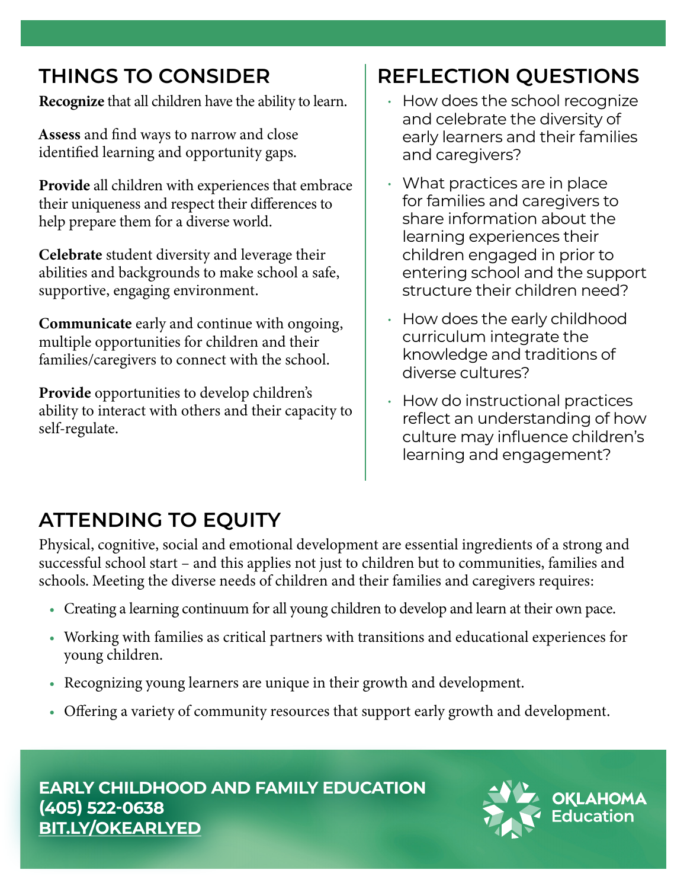## THINGS TO CONSIDER

**Recognize** that all children have the ability to learn.

**Assess** and find ways to narrow and close identified learning and opportunity gaps.

**Provide** all children with experiences that embrace their uniqueness and respect their differences to help prepare them for a diverse world.

**Celebrate** student diversity and leverage their abilities and backgrounds to make school a safe, supportive, engaging environment.

**Communicate** early and continue with ongoing, multiple opportunities for children and their families/caregivers to connect with the school.

**Provide** opportunities to develop children's ability to interact with others and their capacity to self-regulate.

## REFLECTION QUESTIONS

- How does the school recognize and celebrate the diversity of early learners and their families and caregivers?
- What practices are in place for families and caregivers to share information about the learning experiences their children engaged in prior to entering school and the support structure their children need?
- How does the early childhood curriculum integrate the knowledge and traditions of diverse cultures?
- How do instructional practices reflect an understanding of how culture may influence children's learning and engagement?

## ATTENDING TO EQUITY

Physical, cognitive, social and emotional development are essential ingredients of a strong and successful school start – and this applies not just to children but to communities, families and schools. Meeting the diverse needs of children and their families and caregivers requires:

- Creating a learning continuum for all young children to develop and learn at their own pace.
- Working with families as critical partners with transitions and educational experiences for young children.
- Recognizing young learners are unique in their growth and development.
- Offering a variety of community resources that support early growth and development.

**EARLY CHILDHOOD AND FAMILY EDUCATION**
**(405) 522-0638**
**BIT.LY/OKEARLYED**

OKLAHOMA Education